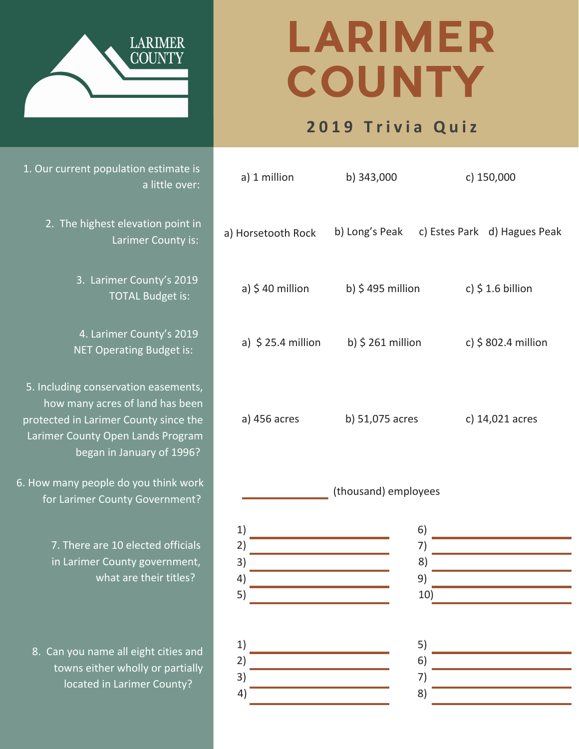LARIMER COUNTY

# LARIMER COUNTY

## 2019 Trivia Quiz

1. Our current population estimate is a little over:

   a) 1 million  b) 343,000  c) 150,000

2. The highest elevation point in Larimer County is:

   a) Horsetooth Rock  b) Long's Peak  c) Estes Park  d) Hagues Peak

3. Larimer County's 2019 TOTAL Budget is:

   a) $ 40 million  b) $ 495 million  c) $ 1.6 billion

4. Larimer County's 2019 NET Operating Budget is:

   a) $ 25.4 million  b) $ 261 million  c) $ 802.4 million

5. Including conservation easements, how many acres of land has been protected in Larimer County since the Larimer County Open Lands Program began in January of 1996?

   a) 456 acres  b) 51,075 acres  c) 14,021 acres

6. How many people do you think work for Larimer County Government?

   ____________ (thousand) employees

7. There are 10 elected officials in Larimer County government, what are their titles?

   1) ____________  6) ____________
   2) ____________  7) ____________
   3) ____________  8) ____________
   4) ____________  9) ____________
   5) ____________  10) ____________

8. Can you name all eight cities and towns either wholly or partially located in Larimer County?

   1) ____________  5) ____________
   2) ____________  6) ____________
   3) ____________  7) ____________
   4) ____________  8) ____________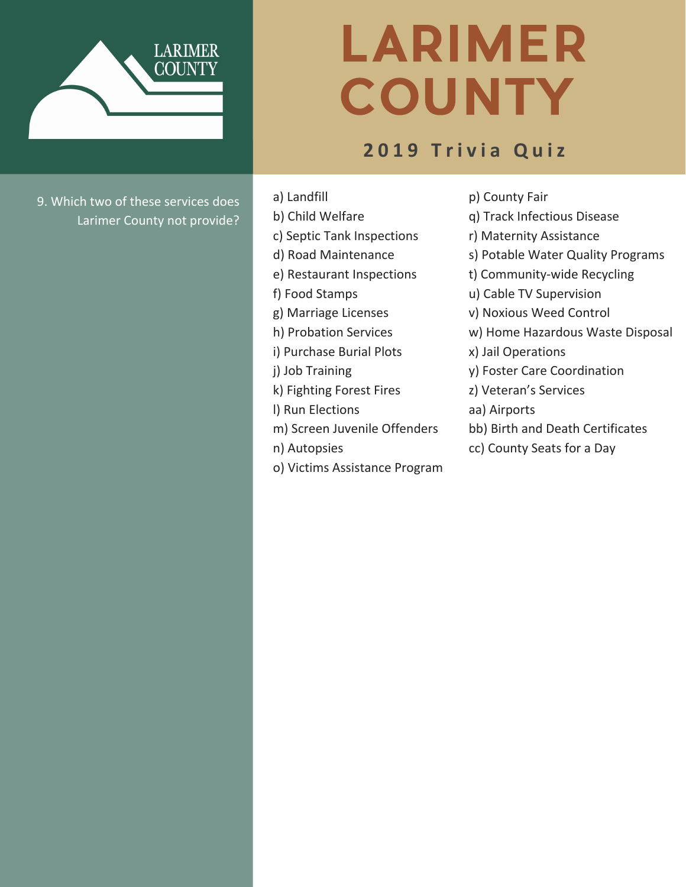# LARIMER COUNTY

## 2019 Trivia Quiz

9. Which two of these services does Larimer County not provide?

a) Landfill
b) Child Welfare
c) Septic Tank Inspections
d) Road Maintenance
e) Restaurant Inspections
f) Food Stamps
g) Marriage Licenses
h) Probation Services
i) Purchase Burial Plots
j) Job Training
k) Fighting Forest Fires
l) Run Elections
m) Screen Juvenile Offenders
n) Autopsies
o) Victims Assistance Program
p) County Fair
q) Track Infectious Disease
r) Maternity Assistance
s) Potable Water Quality Programs
t) Community-wide Recycling
u) Cable TV Supervision
v) Noxious Weed Control
w) Home Hazardous Waste Disposal
x) Jail Operations
y) Foster Care Coordination
z) Veteran's Services
aa) Airports
bb) Birth and Death Certificates
cc) County Seats for a Day